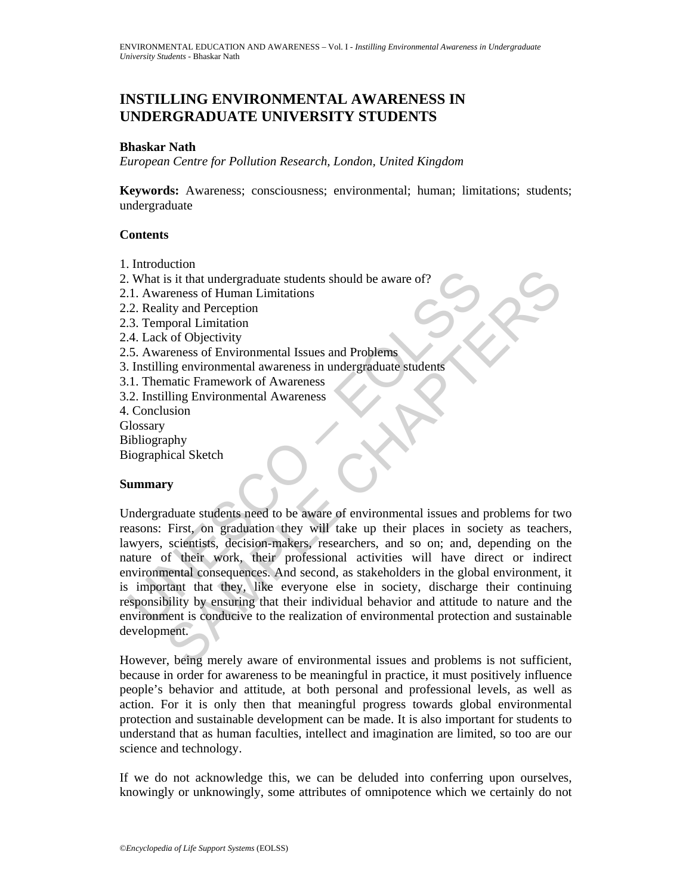# INSTILLING ENVIRONMENTAL AWARENESS IN UNDERGRADUATE UNIVERSITY STUDENTS

**Bhaskar Nath**

*European Centre for Pollution Research, London, United Kingdom*

**Keywords:** Awareness; consciousness; environmental; human; limitations; students; undergraduate

## Contents

1. Introduction
2. What is it that undergraduate students should be aware of?
2.1. Awareness of Human Limitations
2.2. Reality and Perception
2.3. Temporal Limitation
2.4. Lack of Objectivity
2.5. Awareness of Environmental Issues and Problems
3. Instilling environmental awareness in undergraduate students
3.1. Thematic Framework of Awareness
3.2. Instilling Environmental Awareness
4. Conclusion
Glossary
Bibliography
Biographical Sketch

## Summary

Undergraduate students need to be aware of environmental issues and problems for two reasons: First, on graduation they will take up their places in society as teachers, lawyers, scientists, decision-makers, researchers, and so on; and, depending on the nature of their work, their professional activities will have direct or indirect environmental consequences. And second, as stakeholders in the global environment, it is important that they, like everyone else in society, discharge their continuing responsibility by ensuring that their individual behavior and attitude to nature and the environment is conducive to the realization of environmental protection and sustainable development.

However, being merely aware of environmental issues and problems is not sufficient, because in order for awareness to be meaningful in practice, it must positively influence people's behavior and attitude, at both personal and professional levels, as well as action. For it is only then that meaningful progress towards global environmental protection and sustainable development can be made. It is also important for students to understand that as human faculties, intellect and imagination are limited, so too are our science and technology.

If we do not acknowledge this, we can be deluded into conferring upon ourselves, knowingly or unknowingly, some attributes of omnipotence which we certainly do not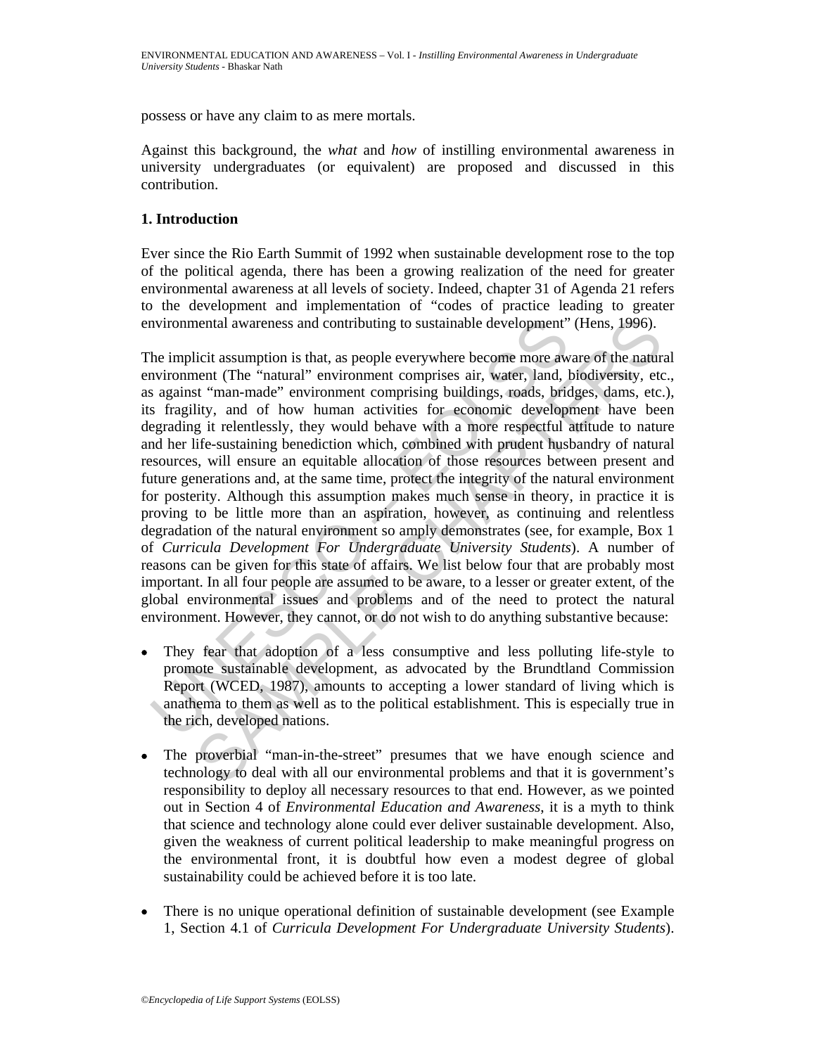possess or have any claim to as mere mortals.

Against this background, the *what* and *how* of instilling environmental awareness in university undergraduates (or equivalent) are proposed and discussed in this contribution.

## 1. Introduction

Ever since the Rio Earth Summit of 1992 when sustainable development rose to the top of the political agenda, there has been a growing realization of the need for greater environmental awareness at all levels of society. Indeed, chapter 31 of Agenda 21 refers to the development and implementation of "codes of practice leading to greater environmental awareness and contributing to sustainable development" (Hens, 1996).

The implicit assumption is that, as people everywhere become more aware of the natural environment (The "natural" environment comprises air, water, land, biodiversity, etc., as against "man-made" environment comprising buildings, roads, bridges, dams, etc.), its fragility, and of how human activities for economic development have been degrading it relentlessly, they would behave with a more respectful attitude to nature and her life-sustaining benediction which, combined with prudent husbandry of natural resources, will ensure an equitable allocation of those resources between present and future generations and, at the same time, protect the integrity of the natural environment for posterity. Although this assumption makes much sense in theory, in practice it is proving to be little more than an aspiration, however, as continuing and relentless degradation of the natural environment so amply demonstrates (see, for example, Box 1 of *Curricula Development For Undergraduate University Students*). A number of reasons can be given for this state of affairs. We list below four that are probably most important. In all four people are assumed to be aware, to a lesser or greater extent, of the global environmental issues and problems and of the need to protect the natural environment. However, they cannot, or do not wish to do anything substantive because:

- They fear that adoption of a less consumptive and less polluting life-style to promote sustainable development, as advocated by the Brundtland Commission Report (WCED, 1987), amounts to accepting a lower standard of living which is anathema to them as well as to the political establishment. This is especially true in the rich, developed nations.

- The proverbial "man-in-the-street" presumes that we have enough science and technology to deal with all our environmental problems and that it is government's responsibility to deploy all necessary resources to that end. However, as we pointed out in Section 4 of *Environmental Education and Awareness*, it is a myth to think that science and technology alone could ever deliver sustainable development. Also, given the weakness of current political leadership to make meaningful progress on the environmental front, it is doubtful how even a modest degree of global sustainability could be achieved before it is too late.

- There is no unique operational definition of sustainable development (see Example 1, Section 4.1 of *Curricula Development For Undergraduate University Students*).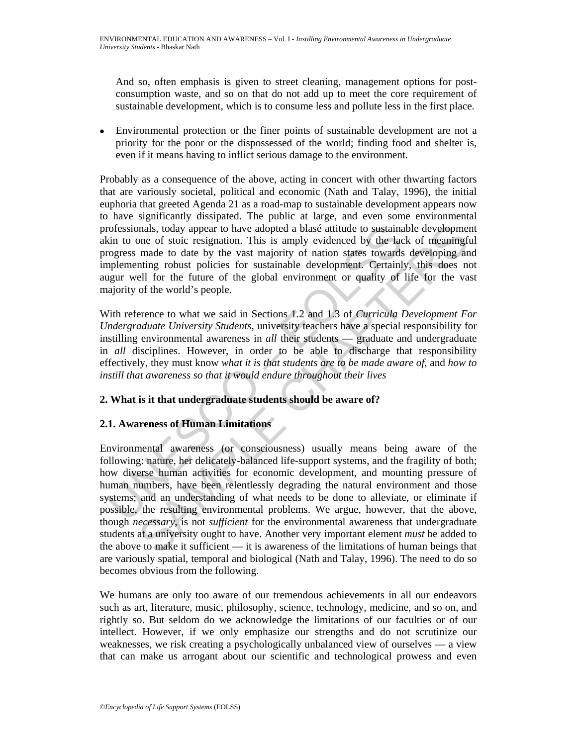And so, often emphasis is given to street cleaning, management options for post-consumption waste, and so on that do not add up to meet the core requirement of sustainable development, which is to consume less and pollute less in the first place.

- Environmental protection or the finer points of sustainable development are not a priority for the poor or the dispossessed of the world; finding food and shelter is, even if it means having to inflict serious damage to the environment.

Probably as a consequence of the above, acting in concert with other thwarting factors that are variously societal, political and economic (Nath and Talay, 1996), the initial euphoria that greeted Agenda 21 as a road-map to sustainable development appears now to have significantly dissipated. The public at large, and even some environmental professionals, today appear to have adopted a blasé attitude to sustainable development akin to one of stoic resignation. This is amply evidenced by the lack of meaningful progress made to date by the vast majority of nation states towards developing and implementing robust policies for sustainable development. Certainly, this does not augur well for the future of the global environment or quality of life for the vast majority of the world's people.

With reference to what we said in Sections 1.2 and 1.3 of *Curricula Development For Undergraduate University Students*, university teachers have a special responsibility for instilling environmental awareness in *all* their students — graduate and undergraduate in *all* disciplines. However, in order to be able to discharge that responsibility effectively, they must know *what it is that students are to be made aware of*, and *how to instill that awareness so that it would endure throughout their lives*

## 2. What is it that undergraduate students should be aware of?

### 2.1. Awareness of Human Limitations

Environmental awareness (or consciousness) usually means being aware of the following: nature, her delicately-balanced life-support systems, and the fragility of both; how diverse human activities for economic development, and mounting pressure of human numbers, have been relentlessly degrading the natural environment and those systems; and an understanding of what needs to be done to alleviate, or eliminate if possible, the resulting environmental problems. We argue, however, that the above, though *necessary*, is not *sufficient* for the environmental awareness that undergraduate students at a university ought to have. Another very important element *must* be added to the above to make it sufficient — it is awareness of the limitations of human beings that are variously spatial, temporal and biological (Nath and Talay, 1996). The need to do so becomes obvious from the following.

We humans are only too aware of our tremendous achievements in all our endeavors such as art, literature, music, philosophy, science, technology, medicine, and so on, and rightly so. But seldom do we acknowledge the limitations of our faculties or of our intellect. However, if we only emphasize our strengths and do not scrutinize our weaknesses, we risk creating a psychologically unbalanced view of ourselves — a view that can make us arrogant about our scientific and technological prowess and even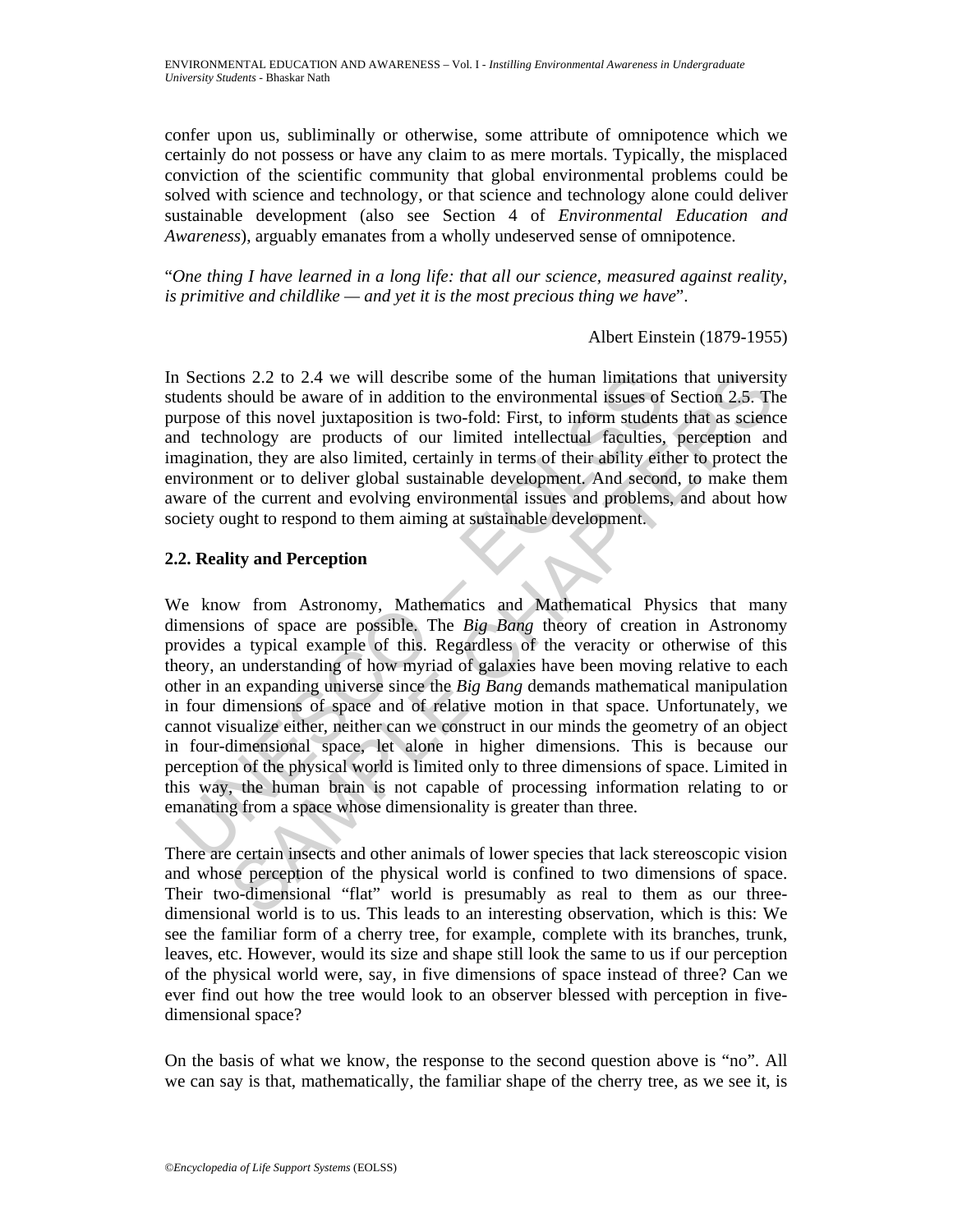confer upon us, subliminally or otherwise, some attribute of omnipotence which we certainly do not possess or have any claim to as mere mortals. Typically, the misplaced conviction of the scientific community that global environmental problems could be solved with science and technology, or that science and technology alone could deliver sustainable development (also see Section 4 of *Environmental Education and Awareness*), arguably emanates from a wholly undeserved sense of omnipotence.

"*One thing I have learned in a long life: that all our science, measured against reality, is primitive and childlike — and yet it is the most precious thing we have*".

Albert Einstein (1879-1955)

In Sections 2.2 to 2.4 we will describe some of the human limitations that university students should be aware of in addition to the environmental issues of Section 2.5. The purpose of this novel juxtaposition is two-fold: First, to inform students that as science and technology are products of our limited intellectual faculties, perception and imagination, they are also limited, certainly in terms of their ability either to protect the environment or to deliver global sustainable development. And second, to make them aware of the current and evolving environmental issues and problems, and about how society ought to respond to them aiming at sustainable development.

## 2.2. Reality and Perception

We know from Astronomy, Mathematics and Mathematical Physics that many dimensions of space are possible. The *Big Bang* theory of creation in Astronomy provides a typical example of this. Regardless of the veracity or otherwise of this theory, an understanding of how myriad of galaxies have been moving relative to each other in an expanding universe since the *Big Bang* demands mathematical manipulation in four dimensions of space and of relative motion in that space. Unfortunately, we cannot visualize either, neither can we construct in our minds the geometry of an object in four-dimensional space, let alone in higher dimensions. This is because our perception of the physical world is limited only to three dimensions of space. Limited in this way, the human brain is not capable of processing information relating to or emanating from a space whose dimensionality is greater than three.

There are certain insects and other animals of lower species that lack stereoscopic vision and whose perception of the physical world is confined to two dimensions of space. Their two-dimensional "flat" world is presumably as real to them as our three-dimensional world is to us. This leads to an interesting observation, which is this: We see the familiar form of a cherry tree, for example, complete with its branches, trunk, leaves, etc. However, would its size and shape still look the same to us if our perception of the physical world were, say, in five dimensions of space instead of three? Can we ever find out how the tree would look to an observer blessed with perception in five-dimensional space?

On the basis of what we know, the response to the second question above is "no". All we can say is that, mathematically, the familiar shape of the cherry tree, as we see it, is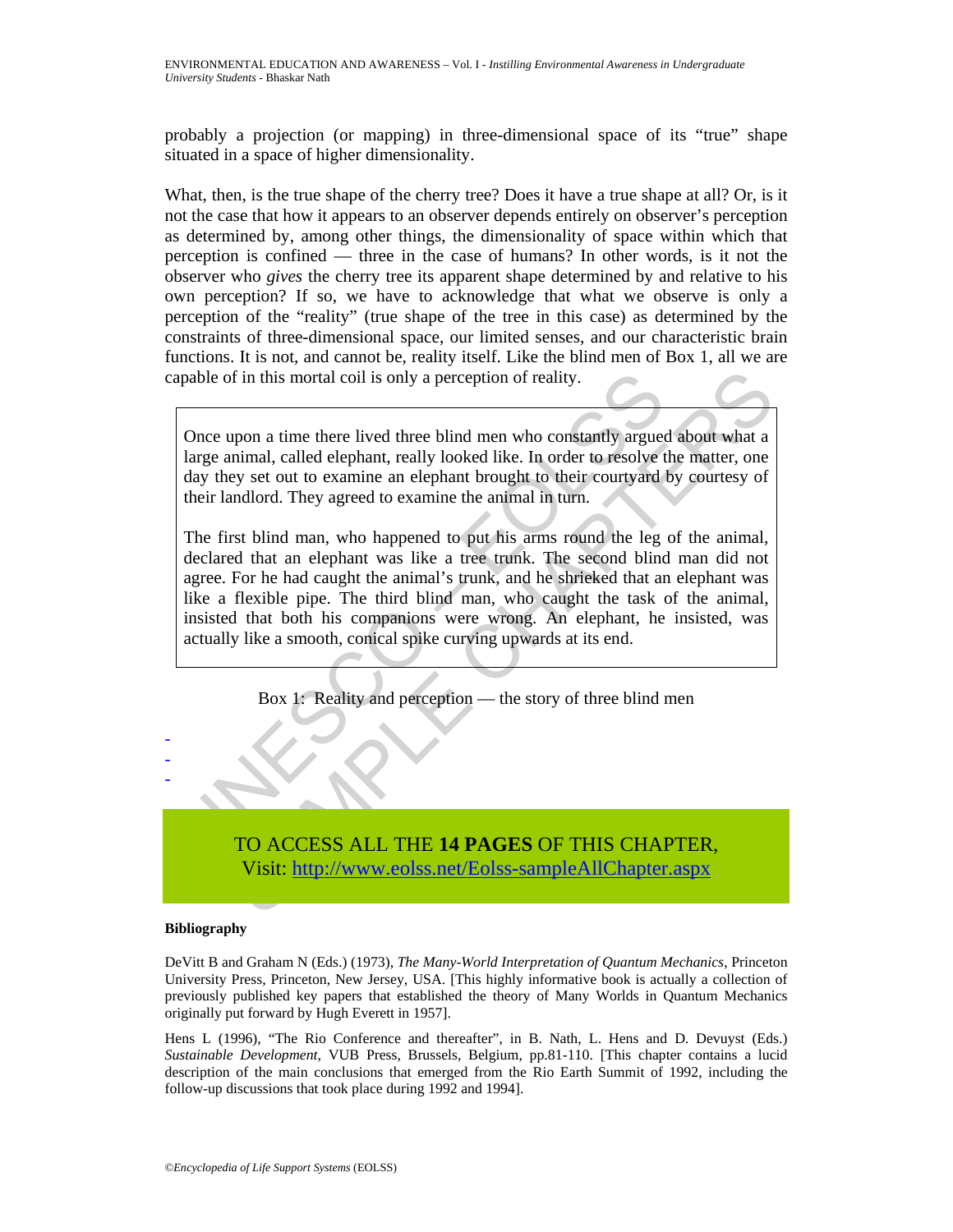probably a projection (or mapping) in three-dimensional space of its "true" shape situated in a space of higher dimensionality.

What, then, is the true shape of the cherry tree? Does it have a true shape at all? Or, is it not the case that how it appears to an observer depends entirely on observer's perception as determined by, among other things, the dimensionality of space within which that perception is confined — three in the case of humans? In other words, is it not the observer who *gives* the cherry tree its apparent shape determined by and relative to his own perception? If so, we have to acknowledge that what we observe is only a perception of the "reality" (true shape of the tree in this case) as determined by the constraints of three-dimensional space, our limited senses, and our characteristic brain functions. It is not, and cannot be, reality itself. Like the blind men of Box 1, all we are capable of in this mortal coil is only a perception of reality.

> Once upon a time there lived three blind men who constantly argued about what a large animal, called elephant, really looked like. In order to resolve the matter, one day they set out to examine an elephant brought to their courtyard by courtesy of their landlord. They agreed to examine the animal in turn.
>
> The first blind man, who happened to put his arms round the leg of the animal, declared that an elephant was like a tree trunk. The second blind man did not agree. For he had caught the animal's trunk, and he shrieked that an elephant was like a flexible pipe. The third blind man, who caught the task of the animal, insisted that both his companions were wrong. An elephant, he insisted, was actually like a smooth, conical spike curving upwards at its end.

Box 1: Reality and perception — the story of three blind men

-
-
-

TO ACCESS ALL THE **14 PAGES** OF THIS CHAPTER,
Visit: http://www.eolss.net/Eolss-sampleAllChapter.aspx

**Bibliography**

DeVitt B and Graham N (Eds.) (1973), *The Many-World Interpretation of Quantum Mechanics*, Princeton University Press, Princeton, New Jersey, USA. [This highly informative book is actually a collection of previously published key papers that established the theory of Many Worlds in Quantum Mechanics originally put forward by Hugh Everett in 1957].

Hens L (1996), "The Rio Conference and thereafter", in B. Nath, L. Hens and D. Devuyst (Eds.) *Sustainable Development*, VUB Press, Brussels, Belgium, pp.81-110. [This chapter contains a lucid description of the main conclusions that emerged from the Rio Earth Summit of 1992, including the follow-up discussions that took place during 1992 and 1994].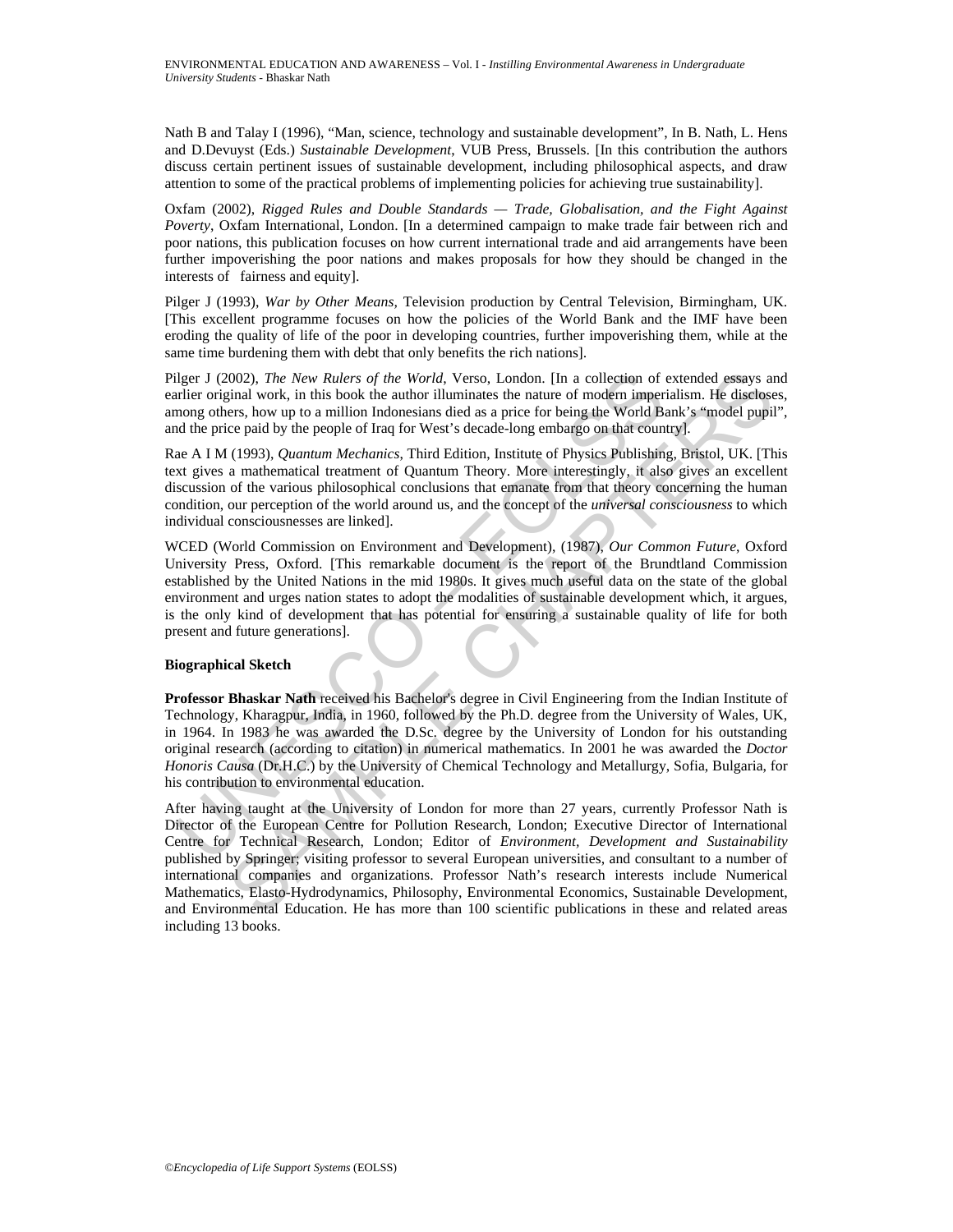Nath B and Talay I (1996), "Man, science, technology and sustainable development", In B. Nath, L. Hens and D.Devuyst (Eds.) *Sustainable Development*, VUB Press, Brussels. [In this contribution the authors discuss certain pertinent issues of sustainable development, including philosophical aspects, and draw attention to some of the practical problems of implementing policies for achieving true sustainability].

Oxfam (2002), *Rigged Rules and Double Standards — Trade, Globalisation, and the Fight Against Poverty*, Oxfam International, London. [In a determined campaign to make trade fair between rich and poor nations, this publication focuses on how current international trade and aid arrangements have been further impoverishing the poor nations and makes proposals for how they should be changed in the interests of fairness and equity].

Pilger J (1993), *War by Other Means,* Television production by Central Television, Birmingham, UK. [This excellent programme focuses on how the policies of the World Bank and the IMF have been eroding the quality of life of the poor in developing countries, further impoverishing them, while at the same time burdening them with debt that only benefits the rich nations].

Pilger J (2002), *The New Rulers of the World*, Verso, London. [In a collection of extended essays and earlier original work, in this book the author illuminates the nature of modern imperialism. He discloses, among others, how up to a million Indonesians died as a price for being the World Bank's "model pupil", and the price paid by the people of Iraq for West's decade-long embargo on that country].

Rae A I M (1993), *Quantum Mechanics*, Third Edition, Institute of Physics Publishing, Bristol, UK. [This text gives a mathematical treatment of Quantum Theory. More interestingly, it also gives an excellent discussion of the various philosophical conclusions that emanate from that theory concerning the human condition, our perception of the world around us, and the concept of the *universal consciousness* to which individual consciousnesses are linked].

WCED (World Commission on Environment and Development), (1987), *Our Common Future*, Oxford University Press, Oxford. [This remarkable document is the report of the Brundtland Commission established by the United Nations in the mid 1980s. It gives much useful data on the state of the global environment and urges nation states to adopt the modalities of sustainable development which, it argues, is the only kind of development that has potential for ensuring a sustainable quality of life for both present and future generations].

**Biographical Sketch**

**Professor Bhaskar Nath** received his Bachelor's degree in Civil Engineering from the Indian Institute of Technology, Kharagpur, India, in 1960, followed by the Ph.D. degree from the University of Wales, UK, in 1964. In 1983 he was awarded the D.Sc. degree by the University of London for his outstanding original research (according to citation) in numerical mathematics. In 2001 he was awarded the *Doctor Honoris Causa* (Dr.H.C.) by the University of Chemical Technology and Metallurgy, Sofia, Bulgaria, for his contribution to environmental education.

After having taught at the University of London for more than 27 years, currently Professor Nath is Director of the European Centre for Pollution Research, London; Executive Director of International Centre for Technical Research, London; Editor of *Environment, Development and Sustainability* published by Springer; visiting professor to several European universities, and consultant to a number of international companies and organizations. Professor Nath's research interests include Numerical Mathematics, Elasto-Hydrodynamics, Philosophy, Environmental Economics, Sustainable Development, and Environmental Education. He has more than 100 scientific publications in these and related areas including 13 books.